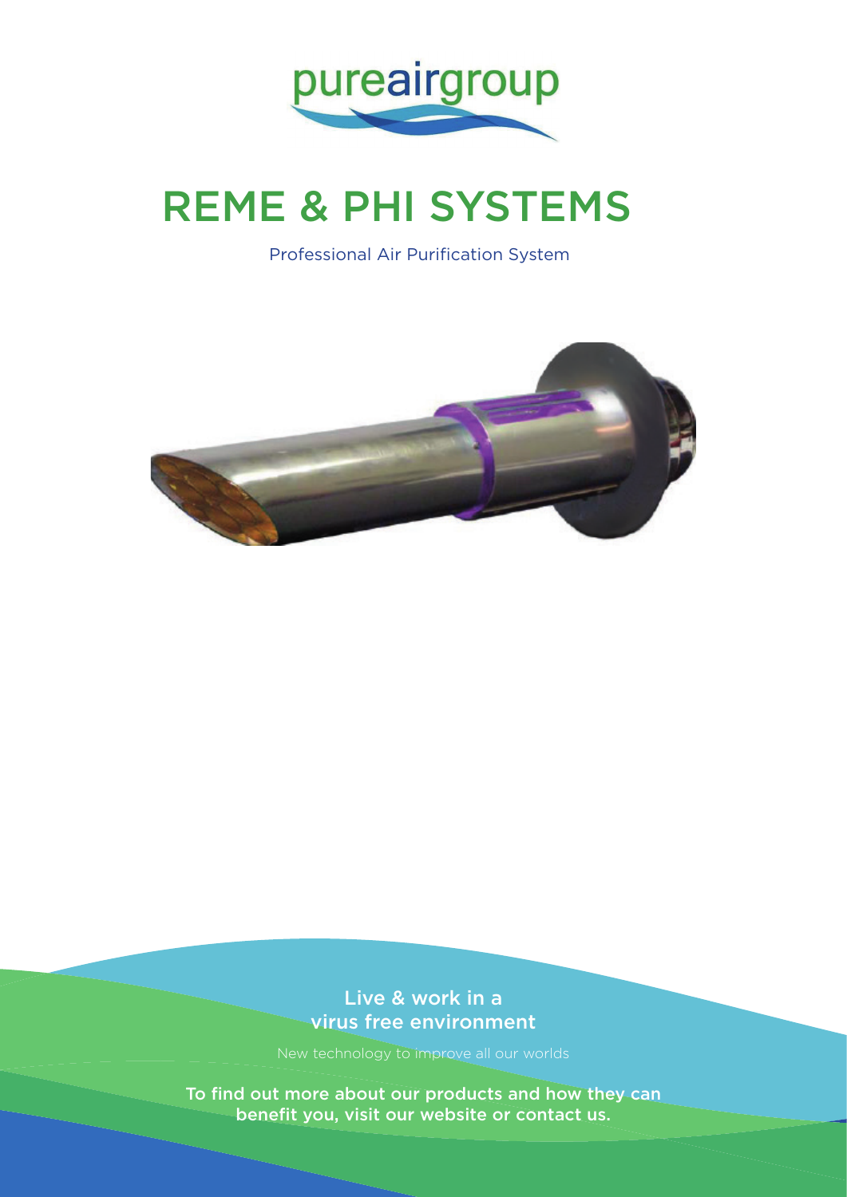pureairgroup

# REME & PHI SYSTEMS

Professional Air Purification System

## Live & work in a virus free environment

New technology to improve all our worlds

**To find out more about our products and how they can benefit you, visit our website or contact us.**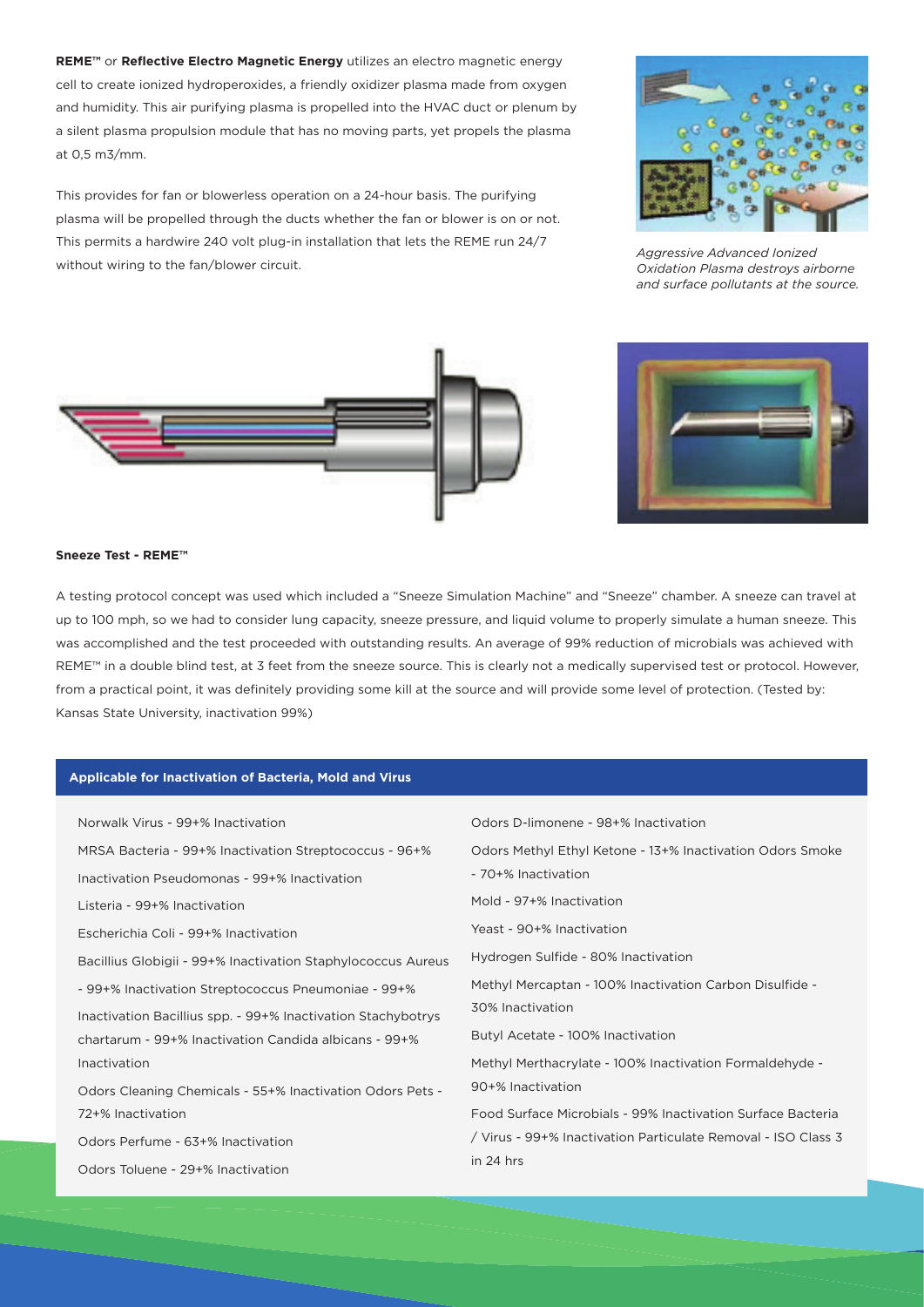**REME™** or **Reflective Electro Magnetic Energy** utilizes an electro magnetic energy cell to create ionized hydroperoxides, a friendly oxidizer plasma made from oxygen and humidity. This air purifying plasma is propelled into the HVAC duct or plenum by a silent plasma propulsion module that has no moving parts, yet propels the plasma at 0,5 m3/mm.

This provides for fan or blowerless operation on a 24-hour basis. The purifying plasma will be propelled through the ducts whether the fan or blower is on or not. This permits a hardwire 240 volt plug-in installation that lets the REME run 24/7 without wiring to the fan/blower circuit.

*Aggressive Advanced Ionized Oxidation Plasma destroys airborne and surface pollutants at the source.*

**Sneeze Test - REME™**

A testing protocol concept was used which included a "Sneeze Simulation Machine" and "Sneeze" chamber. A sneeze can travel at up to 100 mph, so we had to consider lung capacity, sneeze pressure, and liquid volume to properly simulate a human sneeze. This was accomplished and the test proceeded with outstanding results. An average of 99% reduction of microbials was achieved with REME™ in a double blind test, at 3 feet from the sneeze source. This is clearly not a medically supervised test or protocol. However, from a practical point, it was definitely providing some kill at the source and will provide some level of protection. (Tested by: Kansas State University, inactivation 99%)

**Applicable for Inactivation of Bacteria, Mold and Virus**

Norwalk Virus - 99+% Inactivation

MRSA Bacteria - 99+% Inactivation Streptococcus - 96+% Inactivation Pseudomonas - 99+% Inactivation

Listeria - 99+% Inactivation

Escherichia Coli - 99+% Inactivation

Bacillius Globigii - 99+% Inactivation Staphylococcus Aureus - 99+% Inactivation Streptococcus Pneumoniae - 99+% Inactivation Bacillus spp. - 99+% Inactivation Stachybotrys chartarum - 99+% Inactivation Candida albicans - 99+% Inactivation

Odors Cleaning Chemicals - 55+% Inactivation Odors Pets - 72+% Inactivation

Odors Perfume - 63+% Inactivation

Odors Toluene - 29+% Inactivation

Odors D-limonene - 98+% Inactivation

Odors Methyl Ethyl Ketone - 13+% Inactivation Odors Smoke - 70+% Inactivation

Mold - 97+% Inactivation

Yeast - 90+% Inactivation

Hydrogen Sulfide - 80% Inactivation

Methyl Mercaptan - 100% Inactivation Carbon Disulfide - 30% Inactivation

Butyl Acetate - 100% Inactivation

Methyl Merthacrylate - 100% Inactivation Formaldehyde - 90+% Inactivation

Food Surface Microbials - 99% Inactivation Surface Bacteria / Virus - 99+% Inactivation Particulate Removal - ISO Class 3 in 24 hrs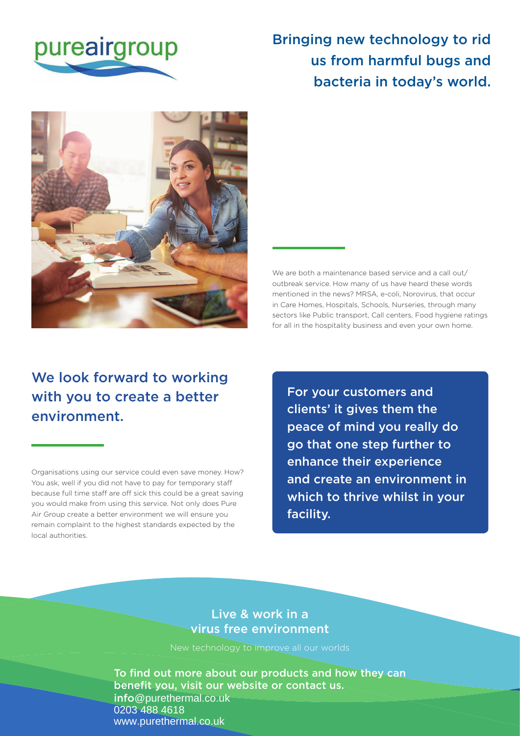pureairgroup

## Bringing new technology to rid us from harmful bugs and bacteria in today's world.

We are both a maintenance based service and a call out/ outbreak service. How many of us have heard these words mentioned in the news? MRSA, e-coli, Norovirus, that occur in Care Homes, Hospitals, Schools, Nurseries, through many sectors like Public transport, Call centers, Food hygiene ratings for all in the hospitality business and even your own home.

## We look forward to working with you to create a better environment.

Organisations using our service could even save money. How? You ask, well if you did not have to pay for temporary staff because full time staff are off sick this could be a great saving you would make from using this service. Not only does Pure Air Group create a better environment we will ensure you remain complaint to the highest standards expected by the local authorities.

For your customers and clients' it gives them the peace of mind you really do go that one step further to enhance their experience and create an environment in which to thrive whilst in your facility.

### Live & work in a virus free environment

New technology to improve all our worlds

To find out more about our products and how they can benefit you, visit our website or contact us.

info@purethermal.co.uk
0203 488 4618
www.purethermal.co.uk